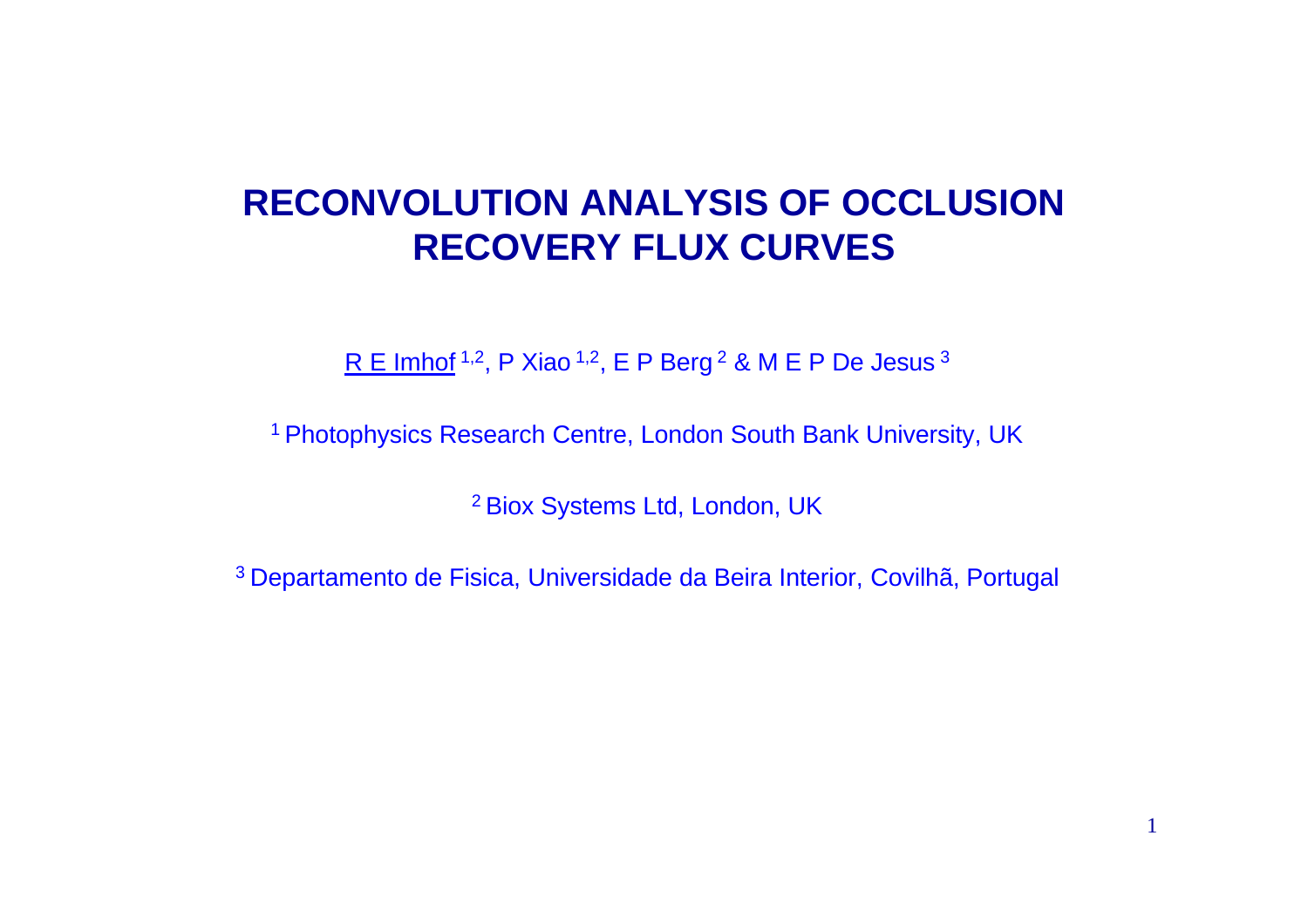# RECONVOLUTION ANALYSIS OF OCCLUSION RECOVERY FLUX CURVES

R E Imhof [1,2], P Xiao [1,2], E P Berg [2] & M E P De Jesus [3]

[1] Photophysics Research Centre, London South Bank University, UK

[2] Biox Systems Ltd, London, UK

[3] Departamento de Fisica, Universidade da Beira Interior, Covilhã, Portugal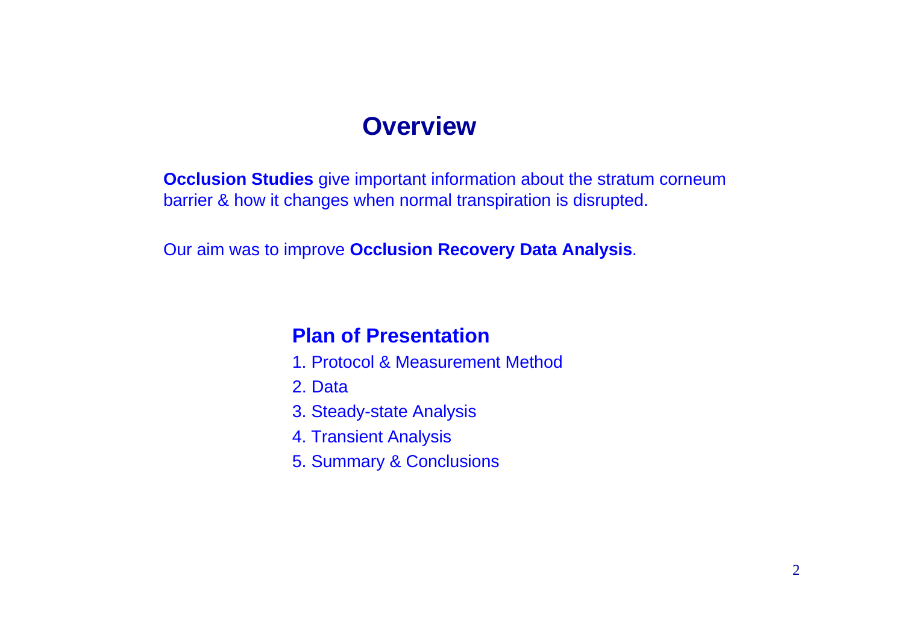# Overview

**Occlusion Studies** give important information about the stratum corneum barrier & how it changes when normal transpiration is disrupted.

Our aim was to improve **Occlusion Recovery Data Analysis**.

## Plan of Presentation

1. Protocol & Measurement Method
2. Data
3. Steady-state Analysis
4. Transient Analysis
5. Summary & Conclusions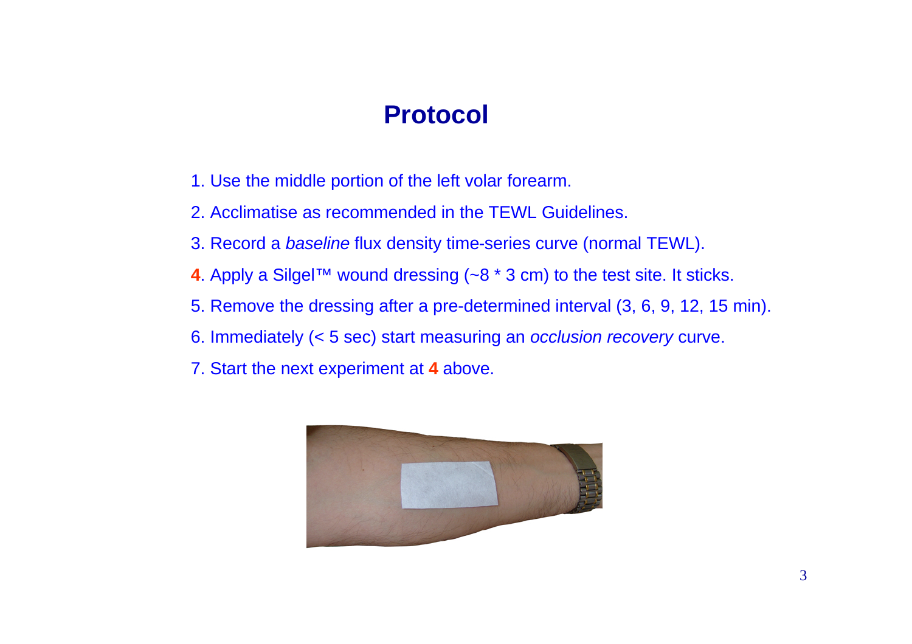# Protocol

1. Use the middle portion of the left volar forearm.
2. Acclimatise as recommended in the TEWL Guidelines.
3. Record a *baseline* flux density time-series curve (normal TEWL).
4. Apply a Silgel™ wound dressing (~8 * 3 cm) to the test site. It sticks.
5. Remove the dressing after a pre-determined interval (3, 6, 9, 12, 15 min).
6. Immediately (< 5 sec) start measuring an *occlusion recovery* curve.
7. Start the next experiment at **4** above.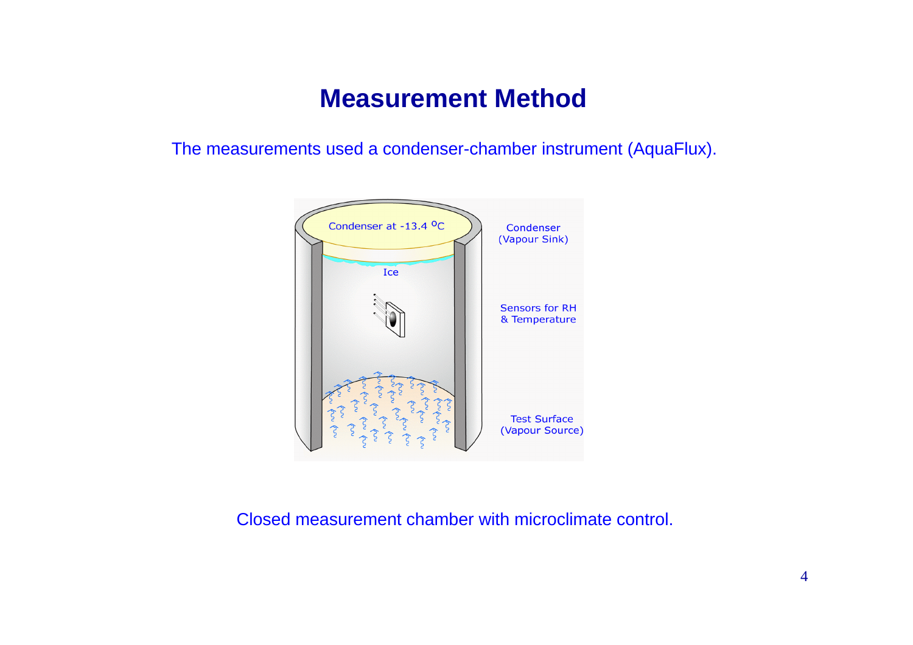# Measurement Method

The measurements used a condenser-chamber instrument (AquaFlux).

Condenser at -13.4 $^{o}$C

Ice

Condenser (Vapour Sink)

Sensors for RH & Temperature

Test Surface (Vapour Source)

Closed measurement chamber with microclimate control.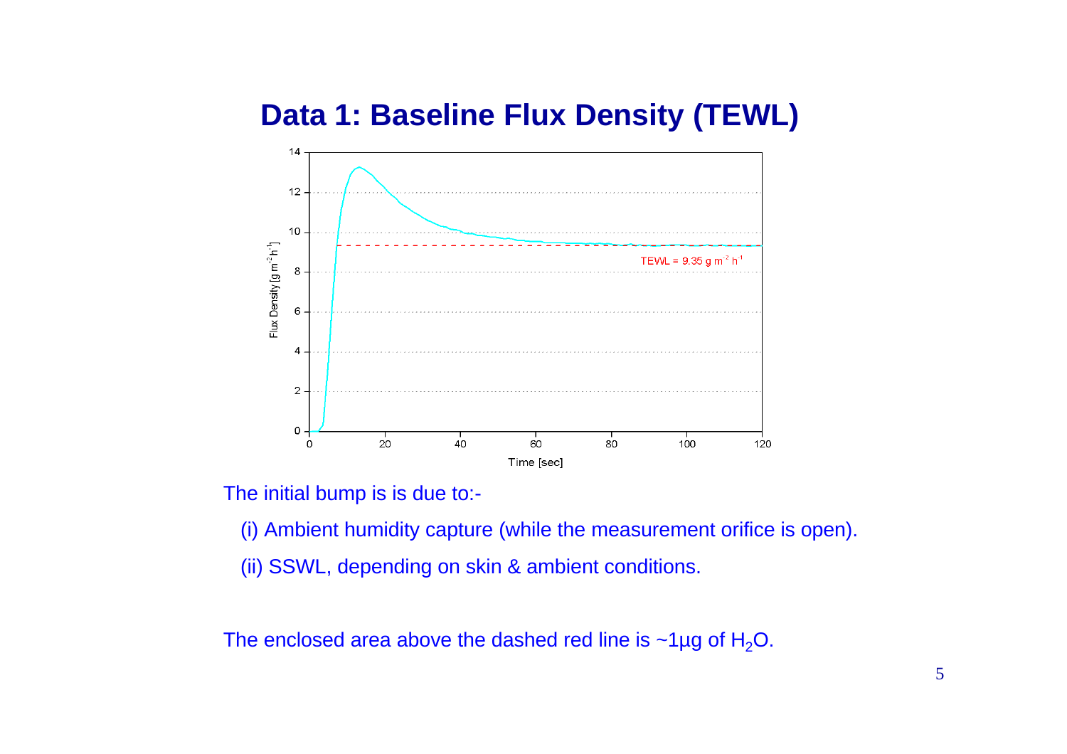# Data 1: Baseline Flux Density (TEWL)

The initial bump is is due to:-

(i) Ambient humidity capture (while the measurement orifice is open).

(ii) SSWL, depending on skin & ambient conditions.

The enclosed area above the dashed red line is ~1µg of $H_2O$.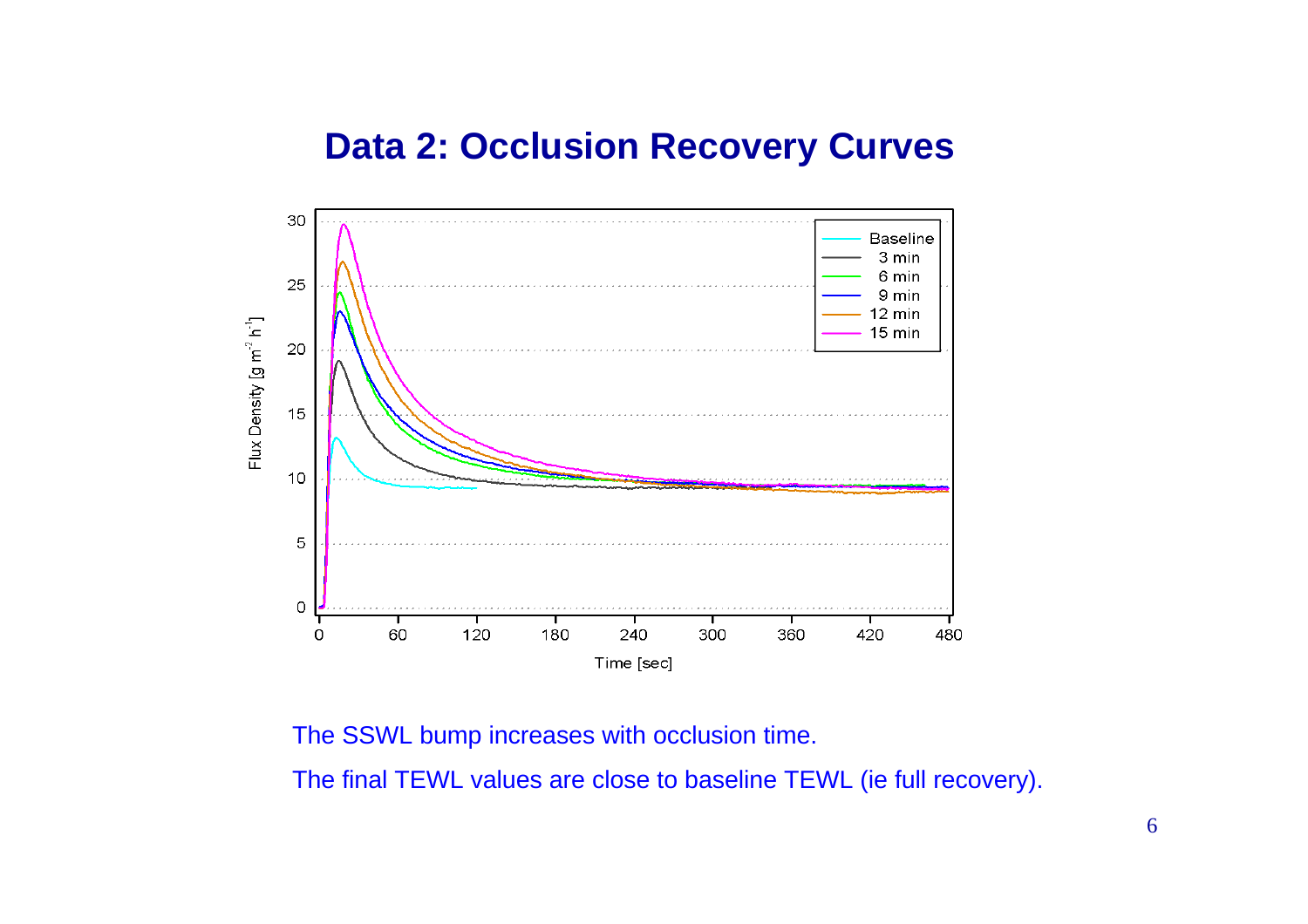# Data 2: Occlusion Recovery Curves

The SSWL bump increases with occlusion time.

The final TEWL values are close to baseline TEWL (ie full recovery).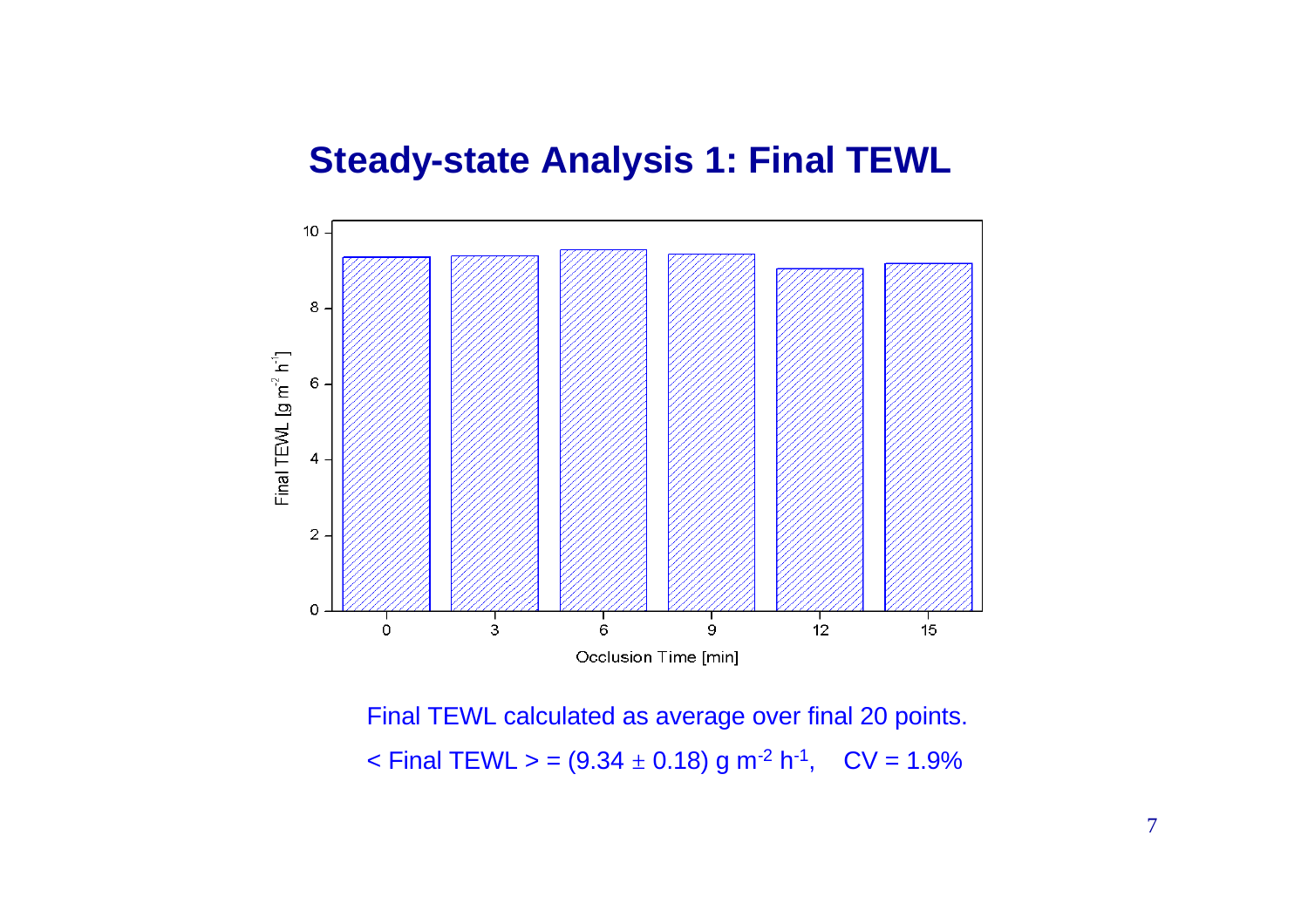# Steady-state Analysis 1: Final TEWL

Final TEWL calculated as average over final 20 points.

< Final TEWL > = (9.34 ± 0.18) g $m^{-2}$ $h^{-1}$,  CV = 1.9%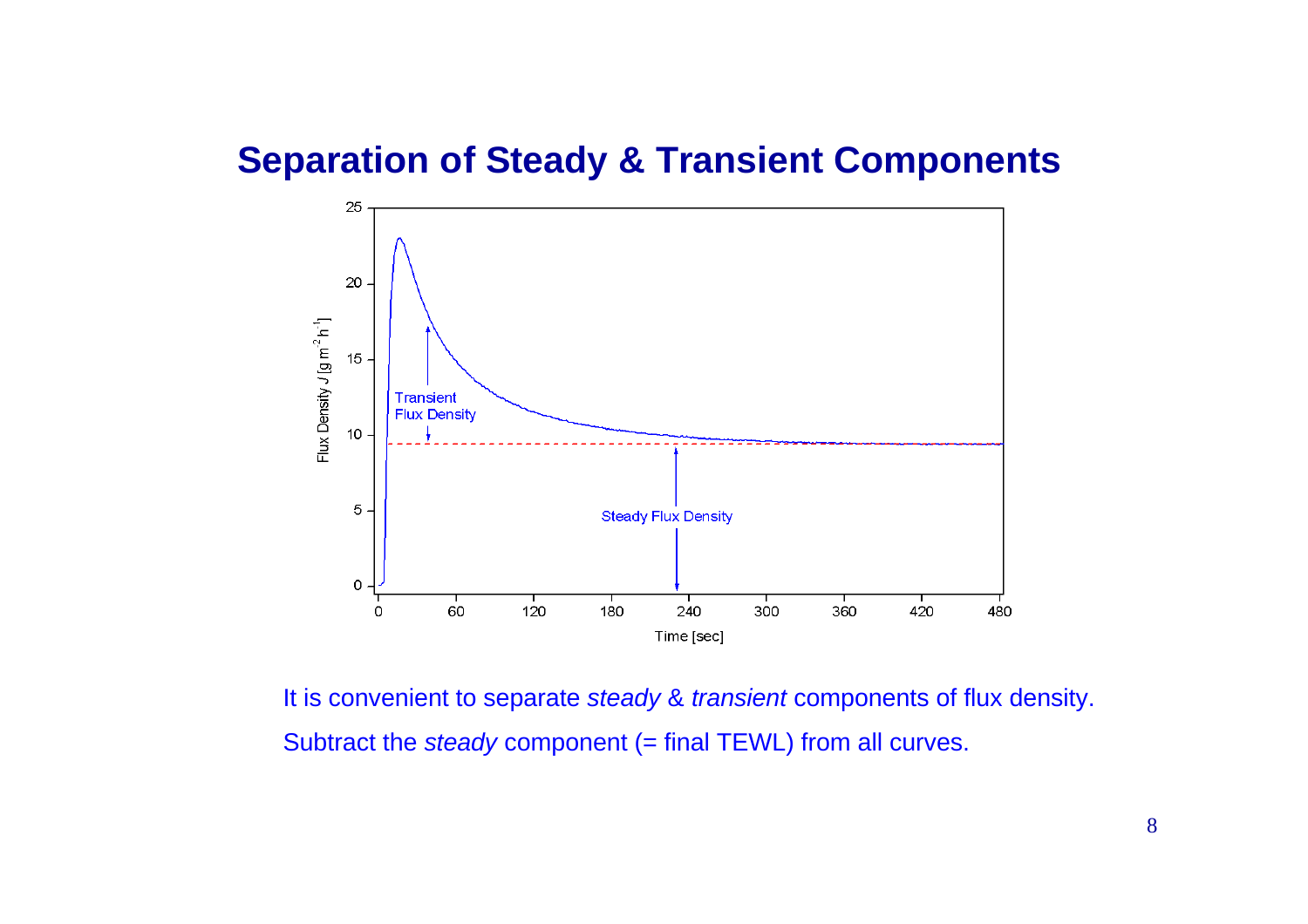# Separation of Steady & Transient Components

It is convenient to separate *steady* & *transient* components of flux density.

Subtract the *steady* component (= final TEWL) from all curves.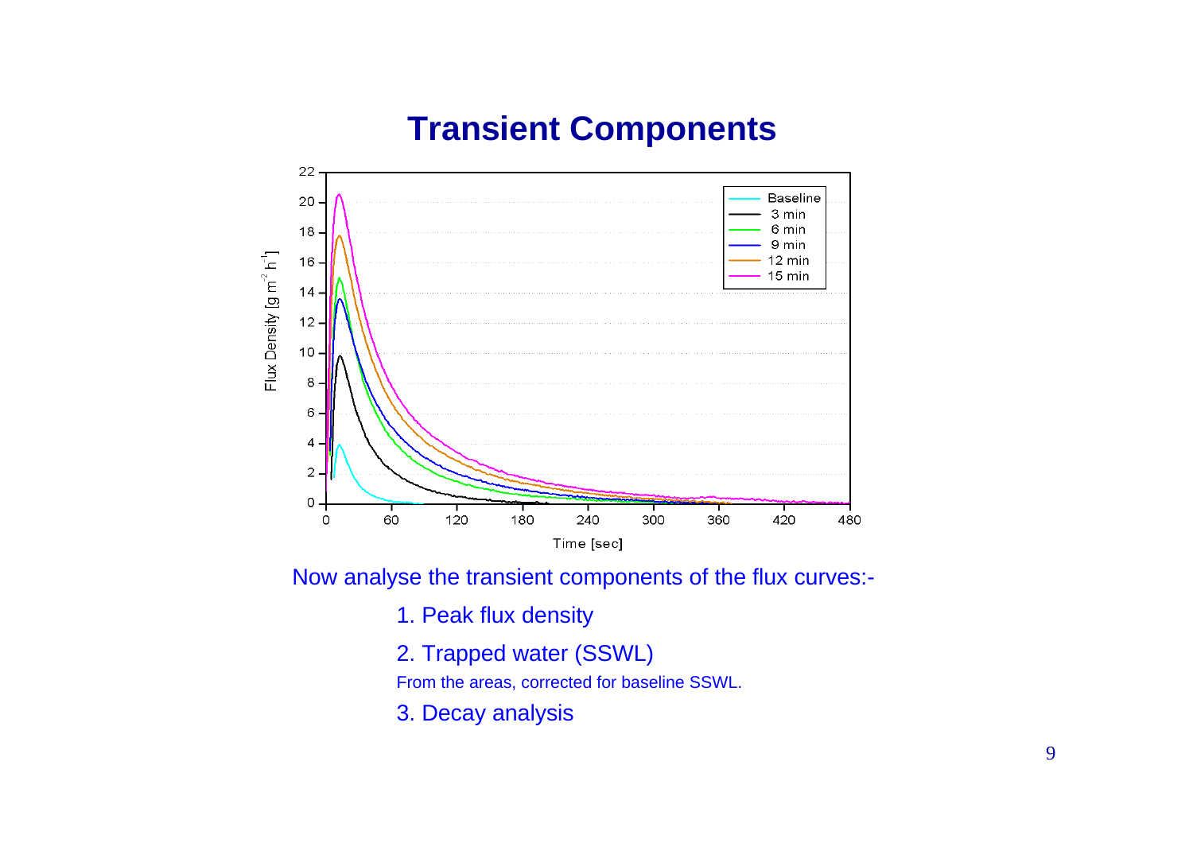# Transient Components

Now analyse the transient components of the flux curves:-

1. Peak flux density
2. Trapped water (SSWL)

   From the areas, corrected for baseline SSWL.

3. Decay analysis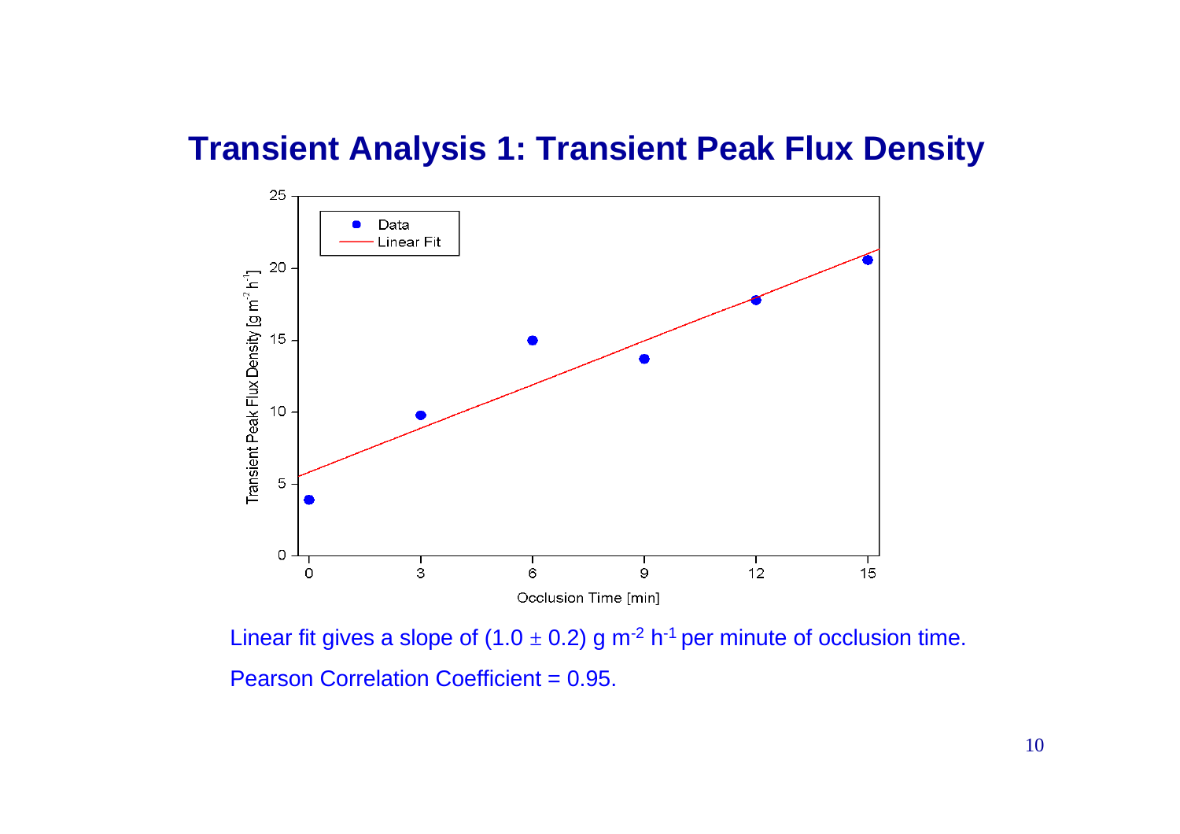# Transient Analysis 1: Transient Peak Flux Density

Linear fit gives a slope of $(1.0 \pm 0.2)$ g $m^{-2}$ $h^{-1}$ per minute of occlusion time.

Pearson Correlation Coefficient = 0.95.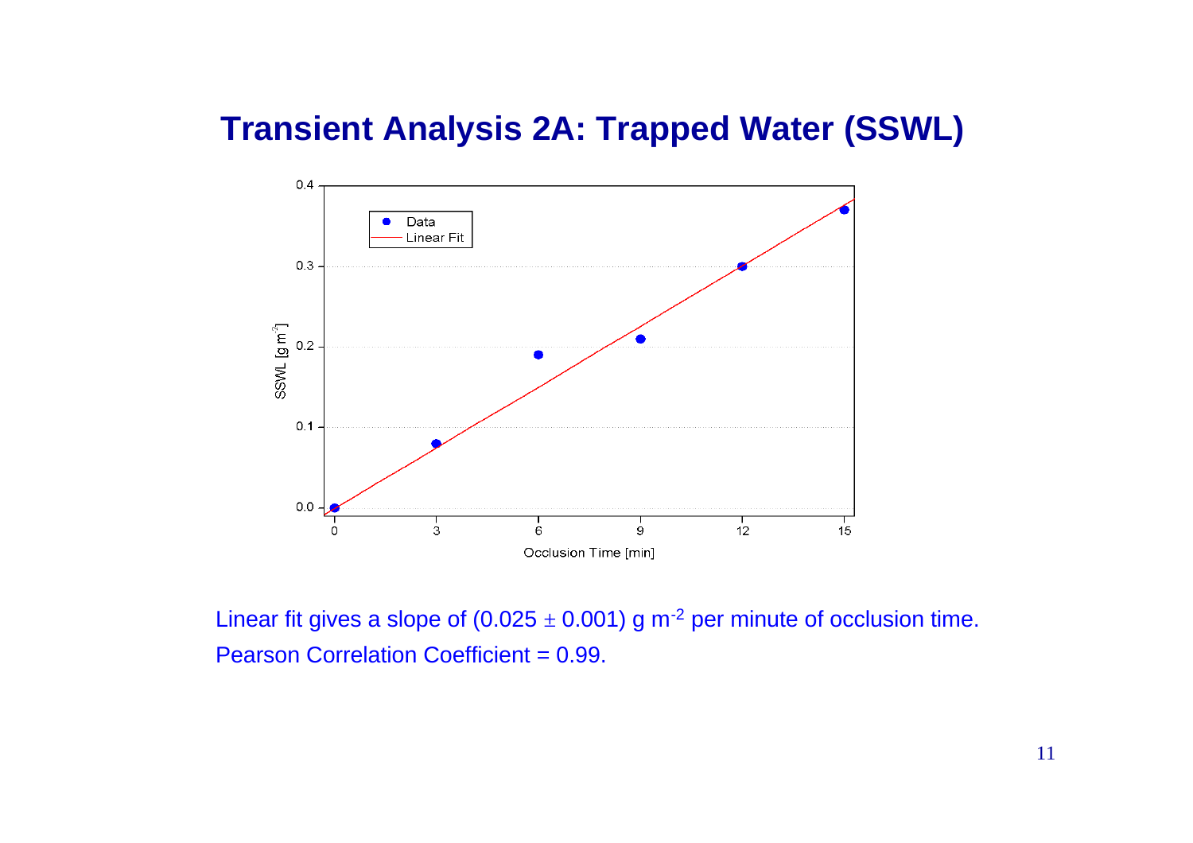# Transient Analysis 2A: Trapped Water (SSWL)

Linear fit gives a slope of (0.025 ± 0.001) g $m^{-2}$ per minute of occlusion time.

Pearson Correlation Coefficient = 0.99.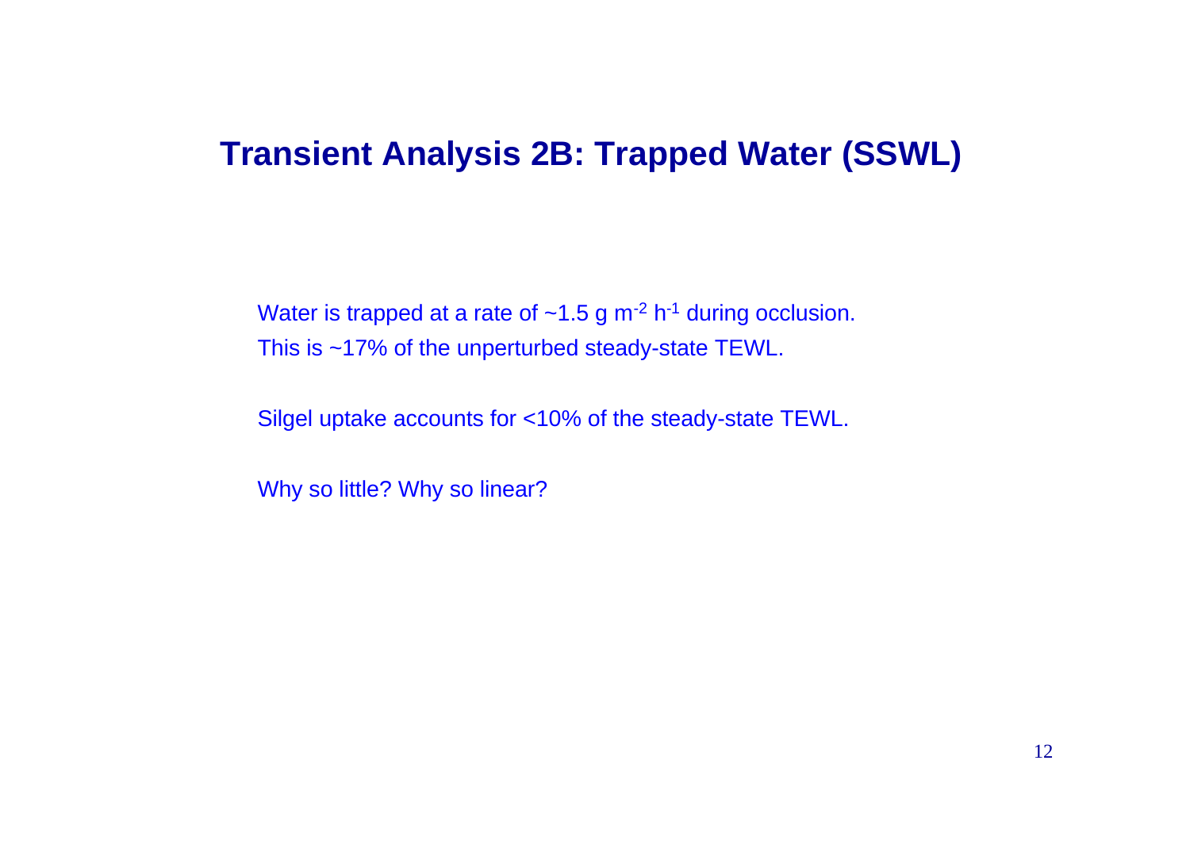# Transient Analysis 2B: Trapped Water (SSWL)

Water is trapped at a rate of ~1.5 g $m^{-2}$ $h^{-1}$ during occlusion.
This is ~17% of the unperturbed steady-state TEWL.

Silgel uptake accounts for <10% of the steady-state TEWL.

Why so little? Why so linear?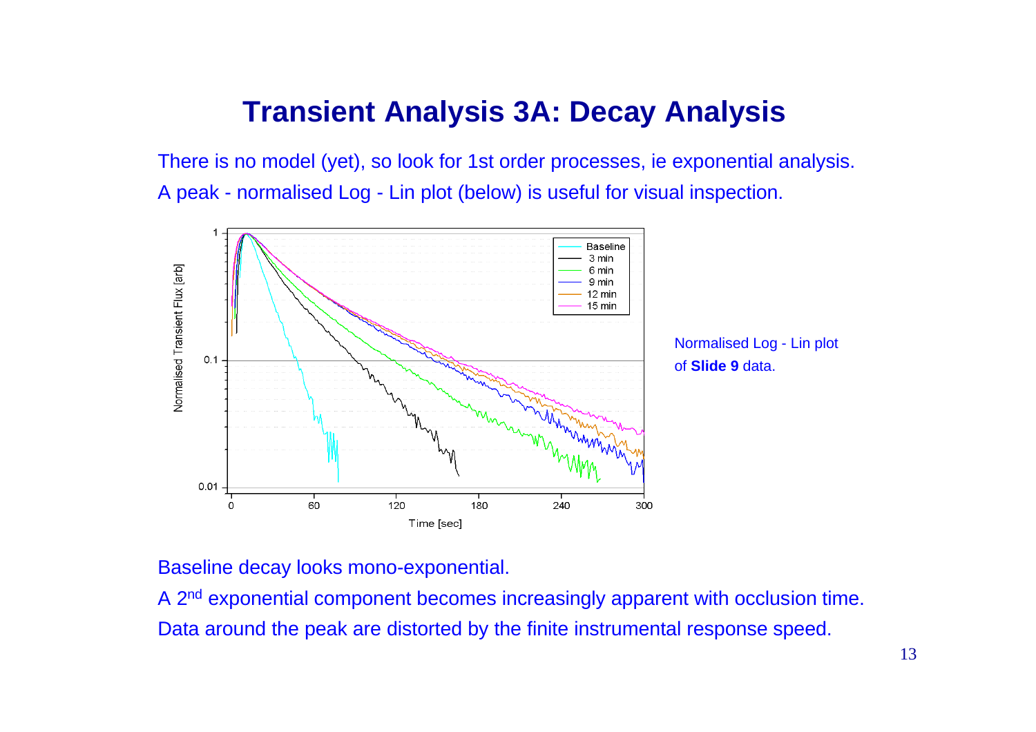# Transient Analysis 3A: Decay Analysis

There is no model (yet), so look for 1st order processes, ie exponential analysis.

A peak - normalised Log - Lin plot (below) is useful for visual inspection.

Normalised Log - Lin plot of **Slide 9** data.

Baseline decay looks mono-exponential.

A $2^{nd}$ exponential component becomes increasingly apparent with occlusion time.

Data around the peak are distorted by the finite instrumental response speed.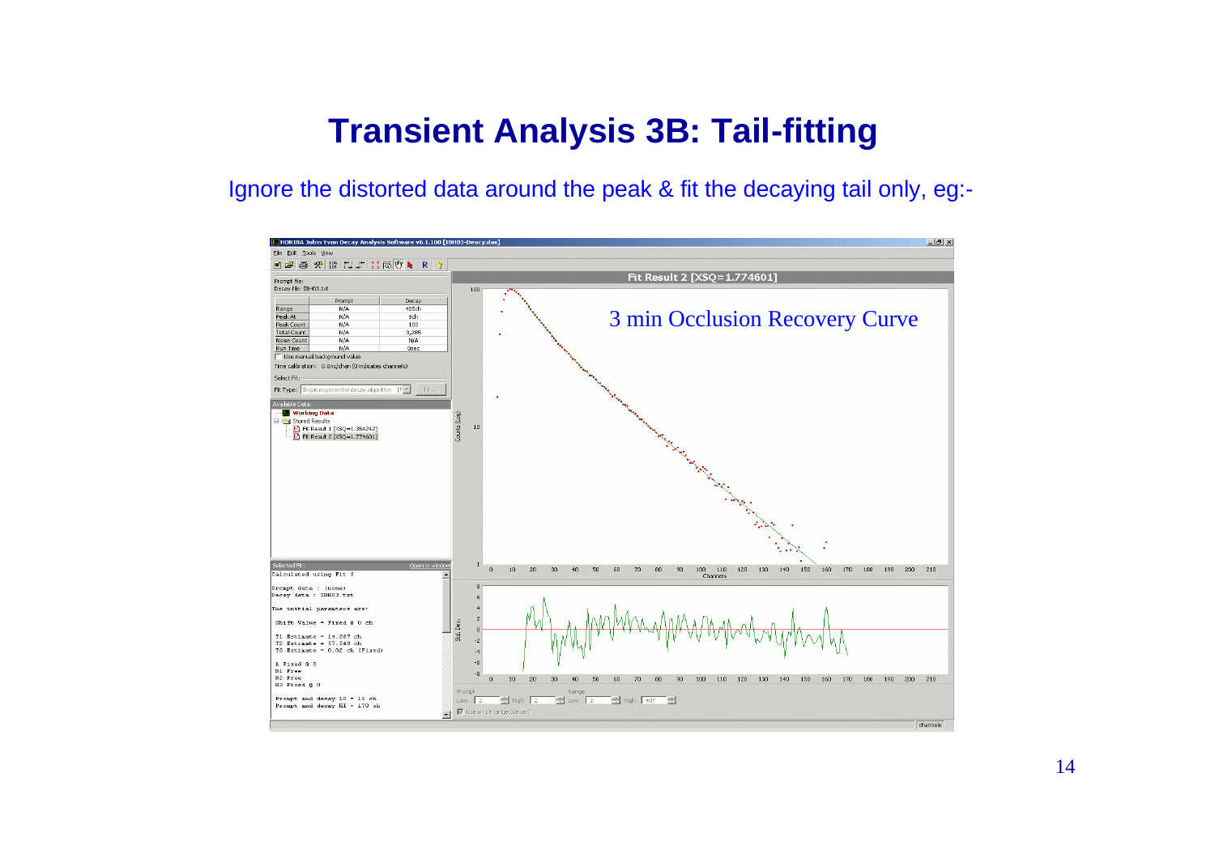# Transient Analysis 3B: Tail-fitting

Ignore the distorted data around the peak & fit the decaying tail only, eg:-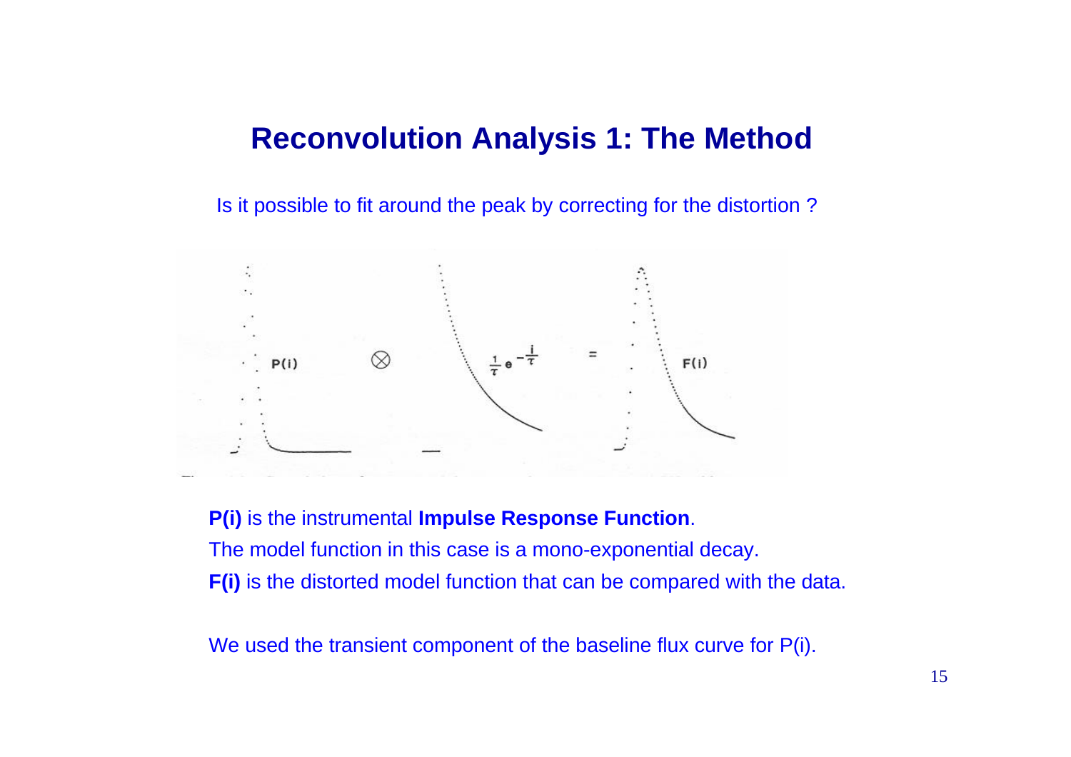# Reconvolution Analysis 1: The Method

Is it possible to fit around the peak by correcting for the distortion ?

$$P(i) \otimes \frac{1}{\tau} e^{-\frac{i}{\tau}} = F(i)$$

**P(i)** is the instrumental **Impulse Response Function**.

The model function in this case is a mono-exponential decay.

**F(i)** is the distorted model function that can be compared with the data.

We used the transient component of the baseline flux curve for P(i).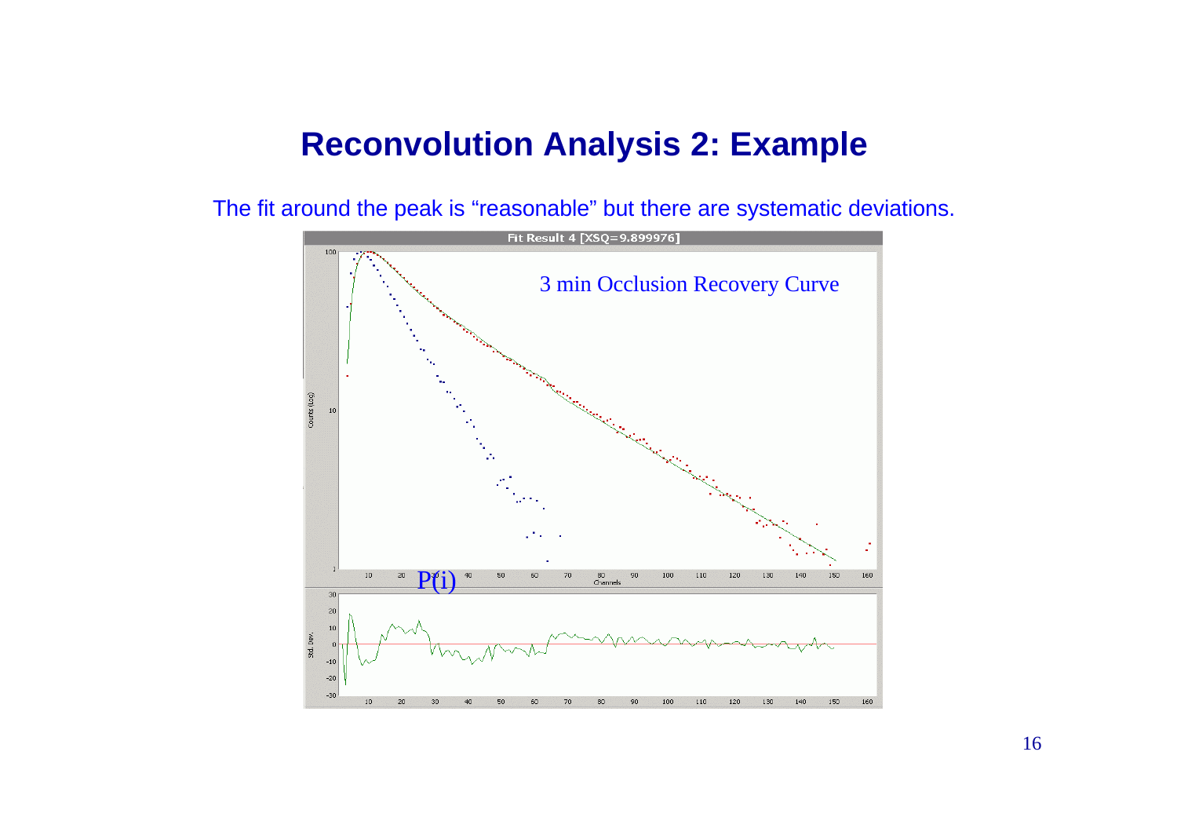# Reconvolution Analysis 2: Example

The fit around the peak is "reasonable" but there are systematic deviations.

Fit Result 4 [XSQ=9.899976]

3 min Occlusion Recovery Curve

P(i)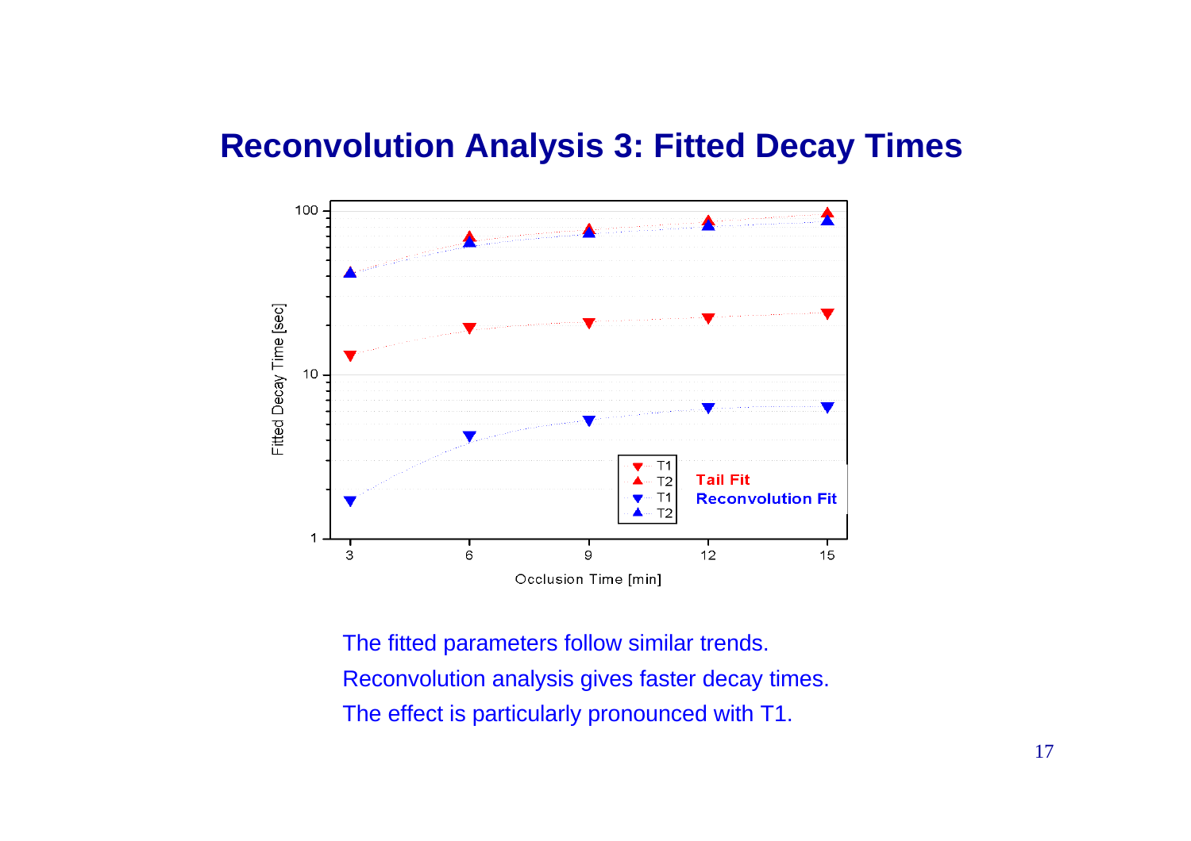# Reconvolution Analysis 3: Fitted Decay Times

The fitted parameters follow similar trends.

Reconvolution analysis gives faster decay times.

The effect is particularly pronounced with T1.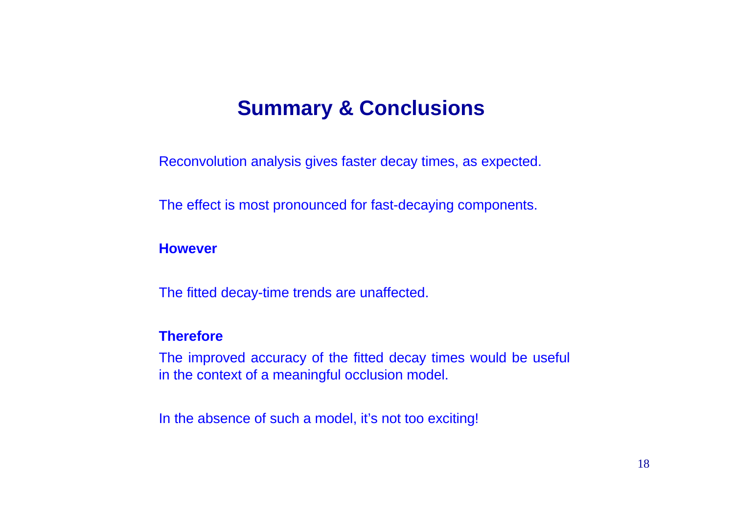# Summary & Conclusions

Reconvolution analysis gives faster decay times, as expected.

The effect is most pronounced for fast-decaying components.

**However**

The fitted decay-time trends are unaffected.

**Therefore**

The improved accuracy of the fitted decay times would be useful in the context of a meaningful occlusion model.

In the absence of such a model, it's not too exciting!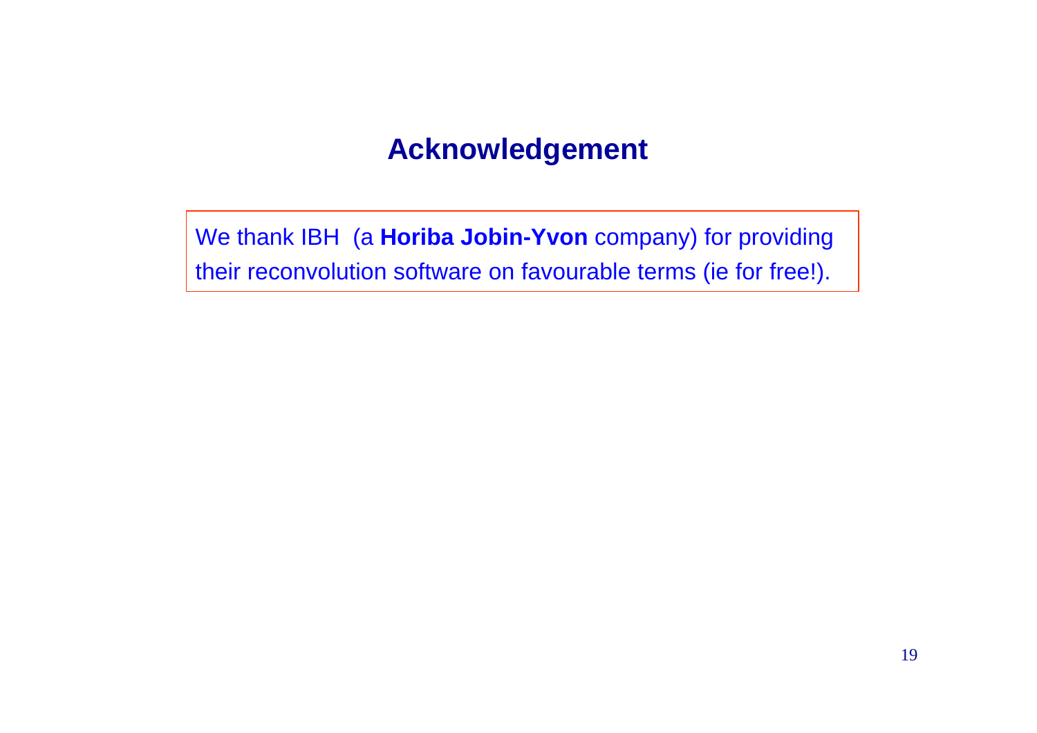# Acknowledgement

We thank IBH (a **Horiba Jobin-Yvon** company) for providing their reconvolution software on favourable terms (ie for free!).